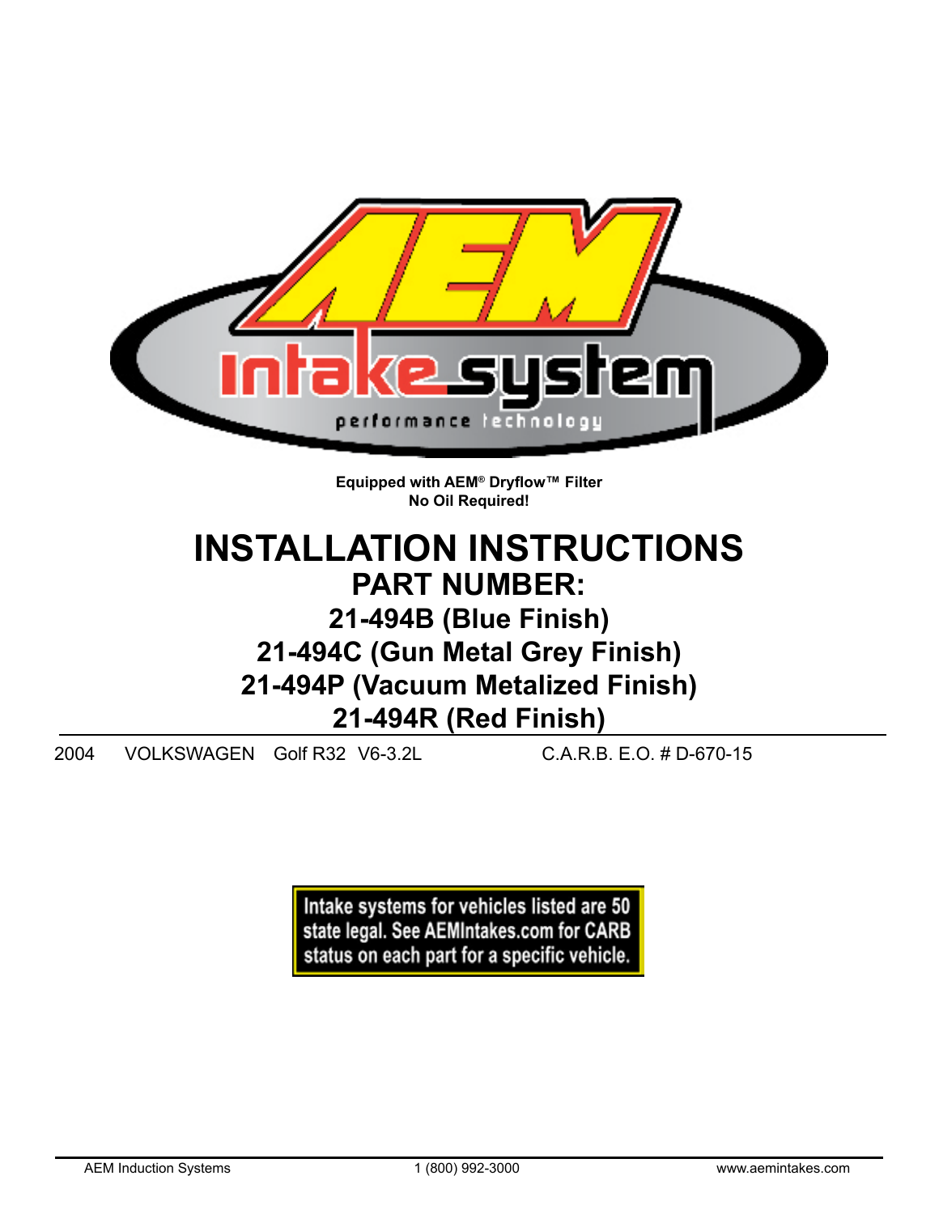Equipped with AEM® Dryflow™ Filter
No Oil Required!

# INSTALLATION INSTRUCTIONS

## PART NUMBER:

## 21-494B (Blue Finish)
## 21-494C (Gun Metal Grey Finish)
## 21-494P (Vacuum Metalized Finish)
## 21-494R (Red Finish)

2004 VOLKSWAGEN Golf R32 V6-3.2L C.A.R.B. E.O. # D-670-15

**Intake systems for vehicles listed are 50 state legal. See AEMIntakes.com for CARB status on each part for a specific vehicle.**

AEM Induction Systems 1 (800) 992-3000 www.aemintakes.com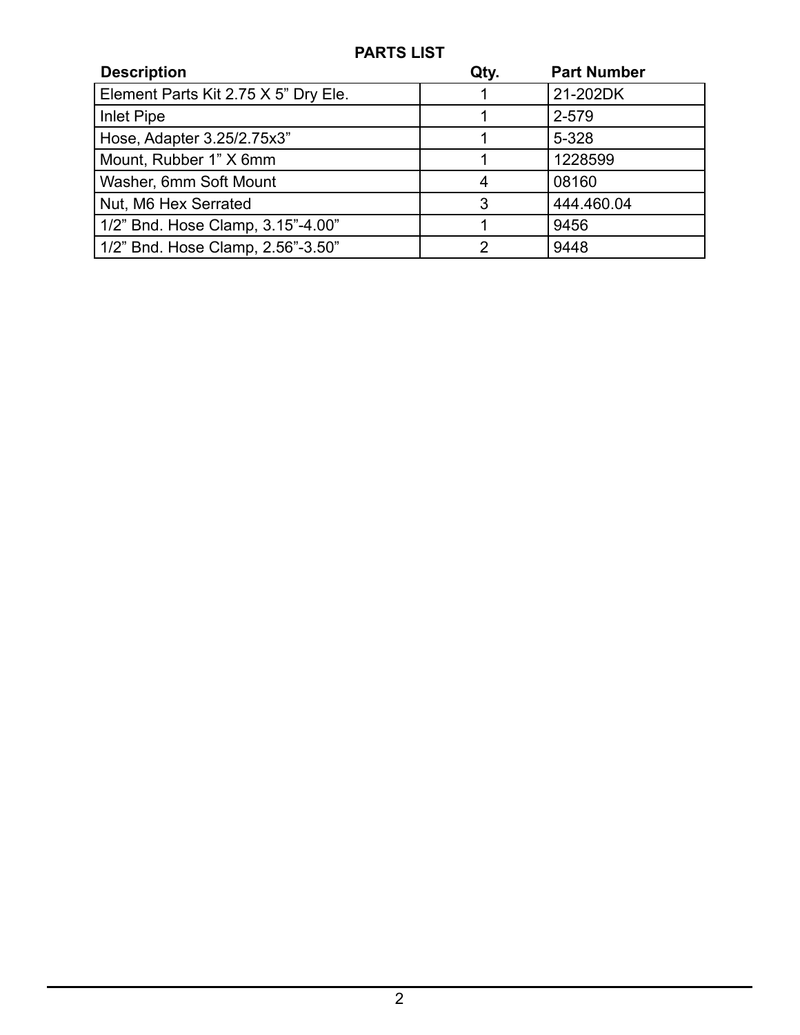## PARTS LIST

| Description | Qty. | Part Number |
|---|---|---|
| Element Parts Kit 2.75 X 5” Dry Ele. | 1 | 21-202DK |
| Inlet Pipe | 1 | 2-579 |
| Hose, Adapter 3.25/2.75x3” | 1 | 5-328 |
| Mount, Rubber 1” X 6mm | 1 | 1228599 |
| Washer, 6mm Soft Mount | 4 | 08160 |
| Nut, M6 Hex Serrated | 3 | 444.460.04 |
| 1/2” Bnd. Hose Clamp, 3.15”-4.00” | 1 | 9456 |
| 1/2” Bnd. Hose Clamp, 2.56”-3.50” | 2 | 9448 |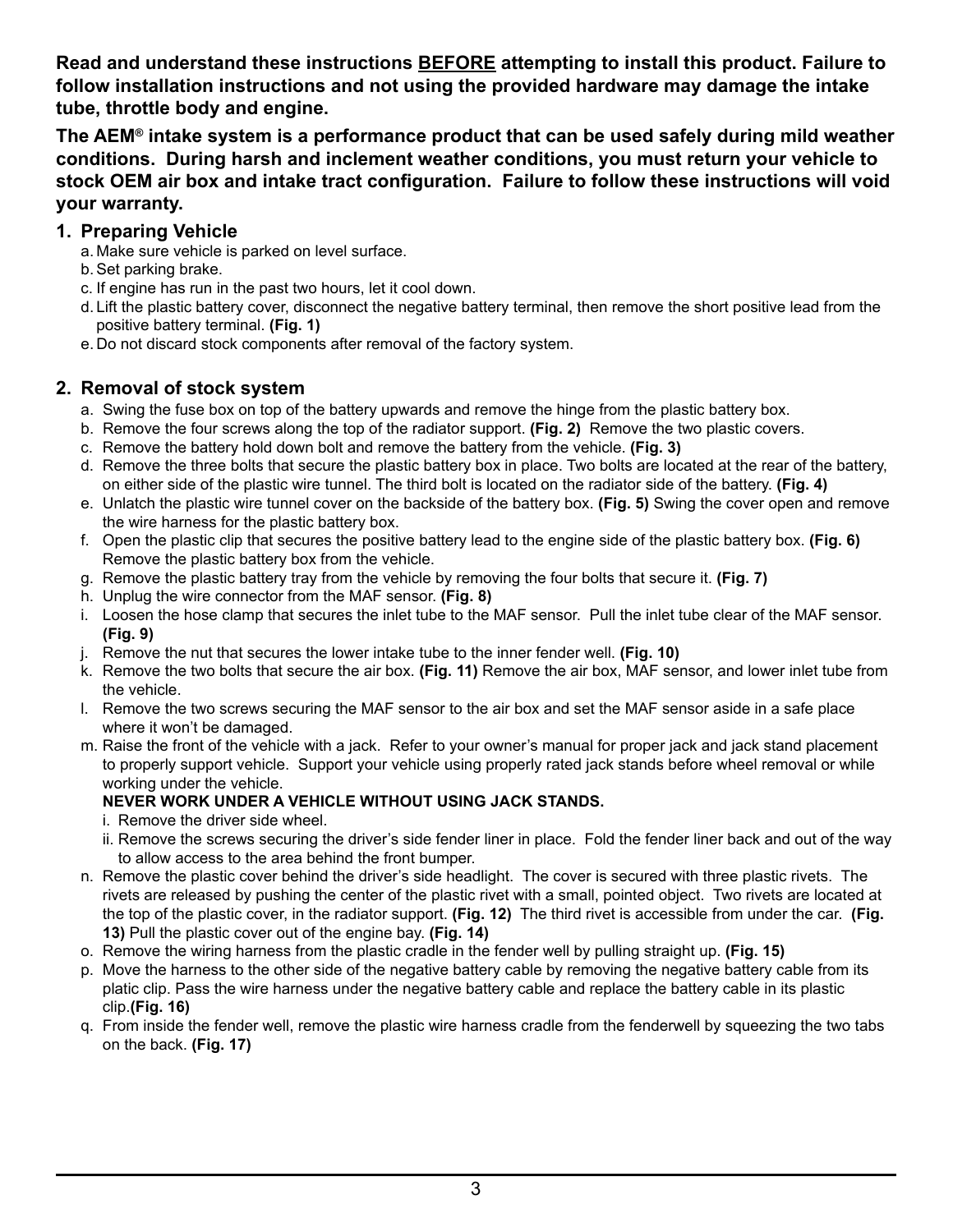**Read and understand these instructions <u>BEFORE</u> attempting to install this product. Failure to follow installation instructions and not using the provided hardware may damage the intake tube, throttle body and engine.**

**The AEM® intake system is a performance product that can be used safely during mild weather conditions. During harsh and inclement weather conditions, you must return your vehicle to stock OEM air box and intake tract configuration. Failure to follow these instructions will void your warranty.**

## 1. Preparing Vehicle

a. Make sure vehicle is parked on level surface.
b. Set parking brake.
c. If engine has run in the past two hours, let it cool down.
d. Lift the plastic battery cover, disconnect the negative battery terminal, then remove the short positive lead from the positive battery terminal. **(Fig. 1)**
e. Do not discard stock components after removal of the factory system.

## 2. Removal of stock system

a. Swing the fuse box on top of the battery upwards and remove the hinge from the plastic battery box.
b. Remove the four screws along the top of the radiator support. **(Fig. 2)** Remove the two plastic covers.
c. Remove the battery hold down bolt and remove the battery from the vehicle. **(Fig. 3)**
d. Remove the three bolts that secure the plastic battery box in place. Two bolts are located at the rear of the battery, on either side of the plastic wire tunnel. The third bolt is located on the radiator side of the battery. **(Fig. 4)**
e. Unlatch the plastic wire tunnel cover on the backside of the battery box. **(Fig. 5)** Swing the cover open and remove the wire harness for the plastic battery box.
f. Open the plastic clip that secures the positive battery lead to the engine side of the plastic battery box. **(Fig. 6)** Remove the plastic battery box from the vehicle.
g. Remove the plastic battery tray from the vehicle by removing the four bolts that secure it. **(Fig. 7)**
h. Unplug the wire connector from the MAF sensor. **(Fig. 8)**
i. Loosen the hose clamp that secures the inlet tube to the MAF sensor. Pull the inlet tube clear of the MAF sensor. **(Fig. 9)**
j. Remove the nut that secures the lower intake tube to the inner fender well. **(Fig. 10)**
k. Remove the two bolts that secure the air box. **(Fig. 11)** Remove the air box, MAF sensor, and lower inlet tube from the vehicle.
l. Remove the two screws securing the MAF sensor to the air box and set the MAF sensor aside in a safe place where it won't be damaged.
m. Raise the front of the vehicle with a jack. Refer to your owner's manual for proper jack and jack stand placement to properly support vehicle. Support your vehicle using properly rated jack stands before wheel removal or while working under the vehicle.
   **NEVER WORK UNDER A VEHICLE WITHOUT USING JACK STANDS.**
   i. Remove the driver side wheel.
   ii. Remove the screws securing the driver's side fender liner in place. Fold the fender liner back and out of the way to allow access to the area behind the front bumper.
n. Remove the plastic cover behind the driver's side headlight. The cover is secured with three plastic rivets. The rivets are released by pushing the center of the plastic rivet with a small, pointed object. Two rivets are located at the top of the plastic cover, in the radiator support. **(Fig. 12)** The third rivet is accessible from under the car. **(Fig. 13)** Pull the plastic cover out of the engine bay. **(Fig. 14)**
o. Remove the wiring harness from the plastic cradle in the fender well by pulling straight up. **(Fig. 15)**
p. Move the harness to the other side of the negative battery cable by removing the negative battery cable from its platic clip. Pass the wire harness under the negative battery cable and replace the battery cable in its plastic clip.**(Fig. 16)**
q. From inside the fender well, remove the plastic wire harness cradle from the fenderwell by squeezing the two tabs on the back. **(Fig. 17)**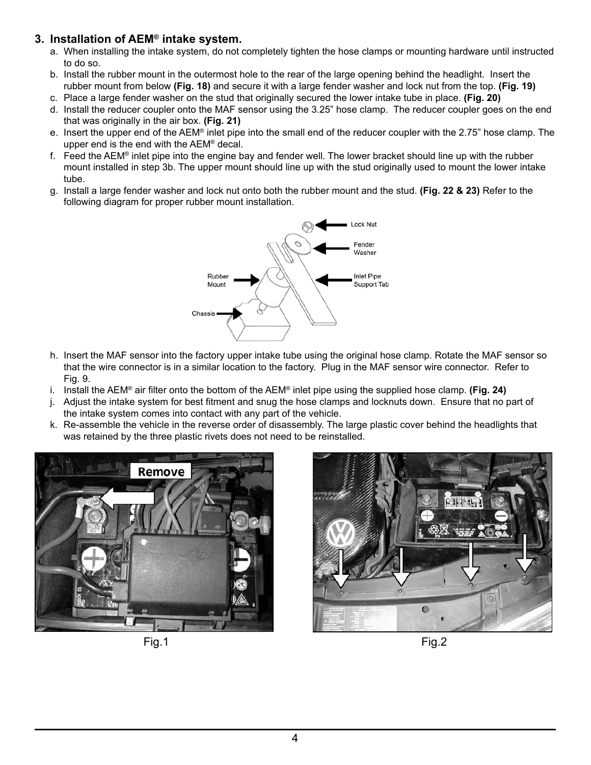## 3. Installation of AEM® intake system.

a. When installing the intake system, do not completely tighten the hose clamps or mounting hardware until instructed to do so.

b. Install the rubber mount in the outermost hole to the rear of the large opening behind the headlight. Insert the rubber mount from below **(Fig. 18)** and secure it with a large fender washer and lock nut from the top. **(Fig. 19)**

c. Place a large fender washer on the stud that originally secured the lower intake tube in place. **(Fig. 20)**

d. Install the reducer coupler onto the MAF sensor using the 3.25" hose clamp. The reducer coupler goes on the end that was originally in the air box. **(Fig. 21)**

e. Insert the upper end of the AEM® inlet pipe into the small end of the reducer coupler with the 2.75" hose clamp. The upper end is the end with the AEM® decal.

f. Feed the AEM® inlet pipe into the engine bay and fender well. The lower bracket should line up with the rubber mount installed in step 3b. The upper mount should line up with the stud originally used to mount the lower intake tube.

g. Install a large fender washer and lock nut onto both the rubber mount and the stud. **(Fig. 22 & 23)** Refer to the following diagram for proper rubber mount installation.

Lock Nut

Fender Washer

Rubber Mount

Inlet Pipe Support Tab

Chassis

h. Insert the MAF sensor into the factory upper intake tube using the original hose clamp. Rotate the MAF sensor so that the wire connector is in a similar location to the factory. Plug in the MAF sensor wire connector. Refer to Fig. 9.

i. Install the AEM® air filter onto the bottom of the AEM® inlet pipe using the supplied hose clamp. **(Fig. 24)**

j. Adjust the intake system for best fitment and snug the hose clamps and locknuts down. Ensure that no part of the intake system comes into contact with any part of the vehicle.

k. Re-assemble the vehicle in the reverse order of disassembly. The large plastic cover behind the headlights that was retained by the three plastic rivets does not need to be reinstalled.

Remove

Fig.1

Fig.2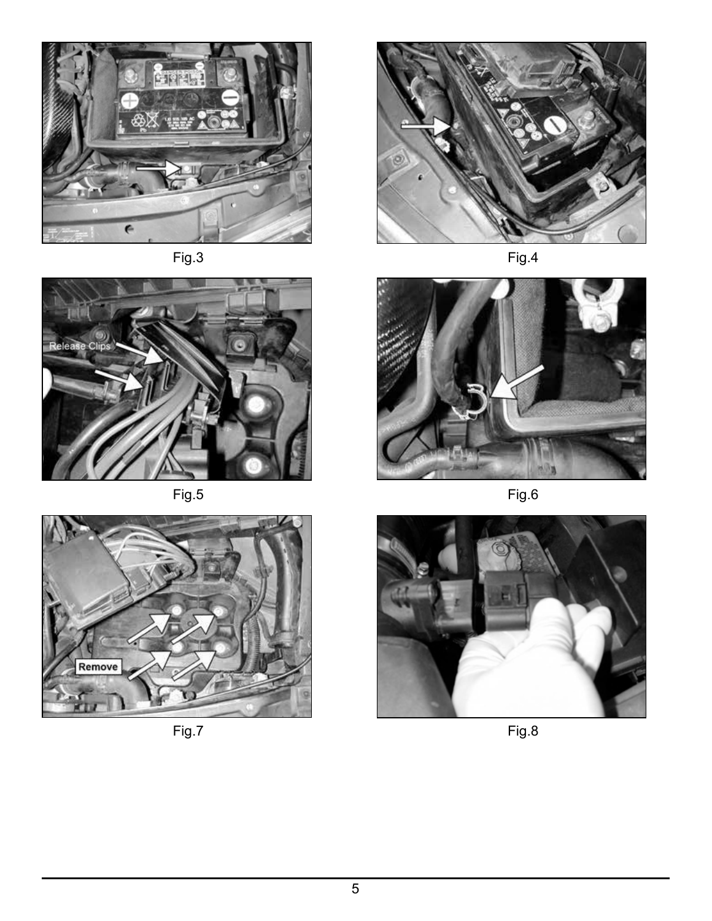Fig.3

Fig.4

Fig.5

Fig.6

Fig.7

Fig.8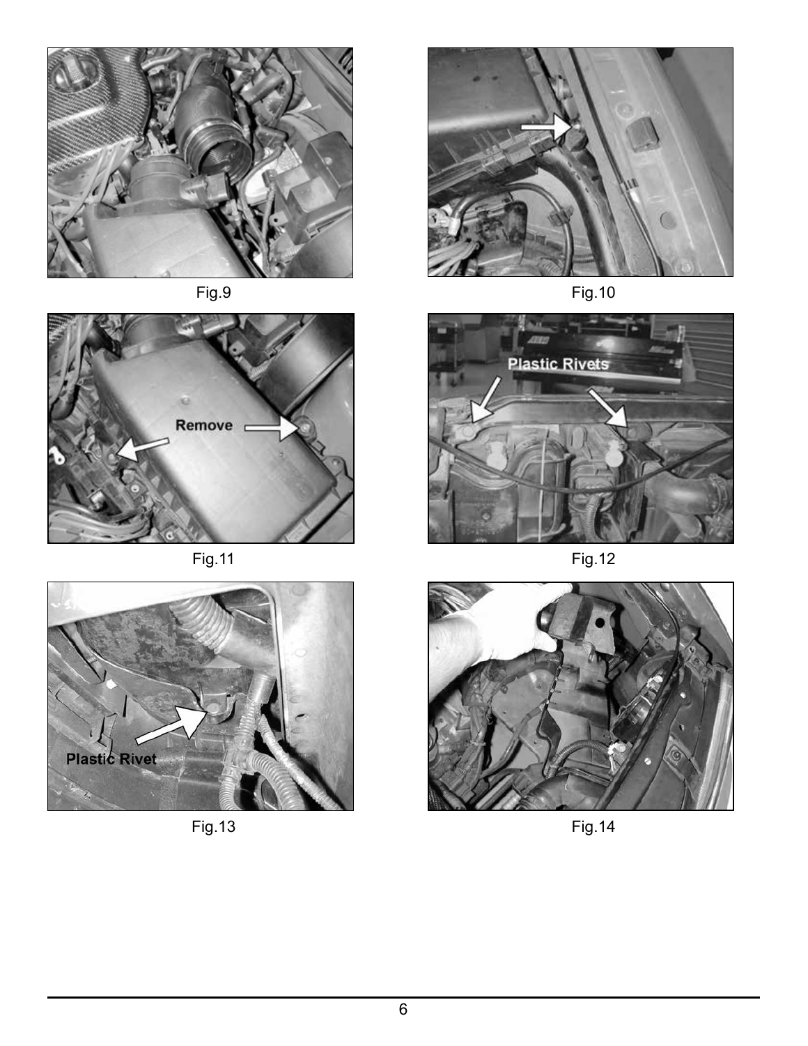Fig.9

Fig.10

Remove

Fig.11

Plastic Rivets

Fig.12

Plastic Rivet

Fig.13

Fig.14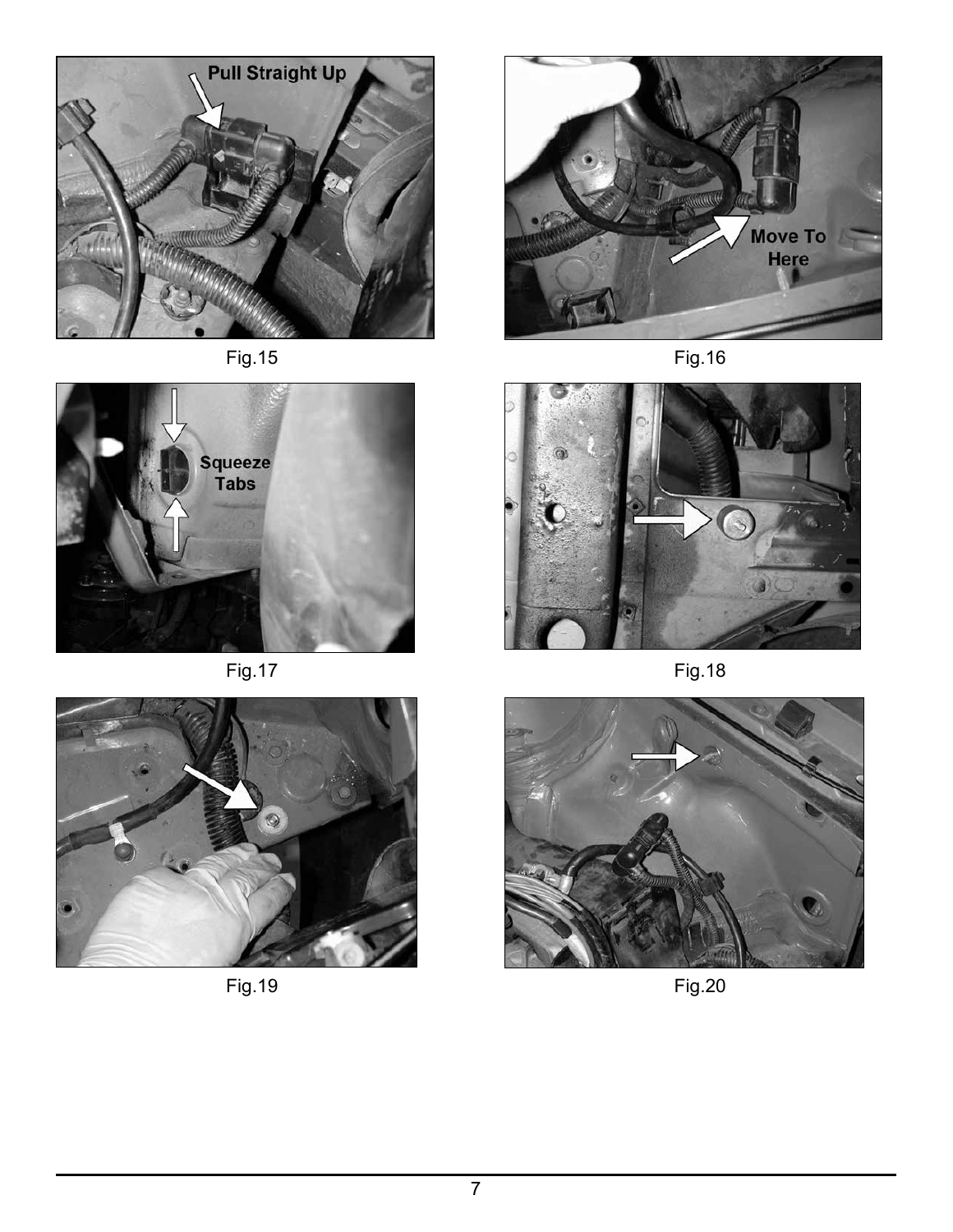Pull Straight Up

Fig.15

Move To Here

Fig.16

Squeeze Tabs

Fig.17

Fig.18

Fig.19

Fig.20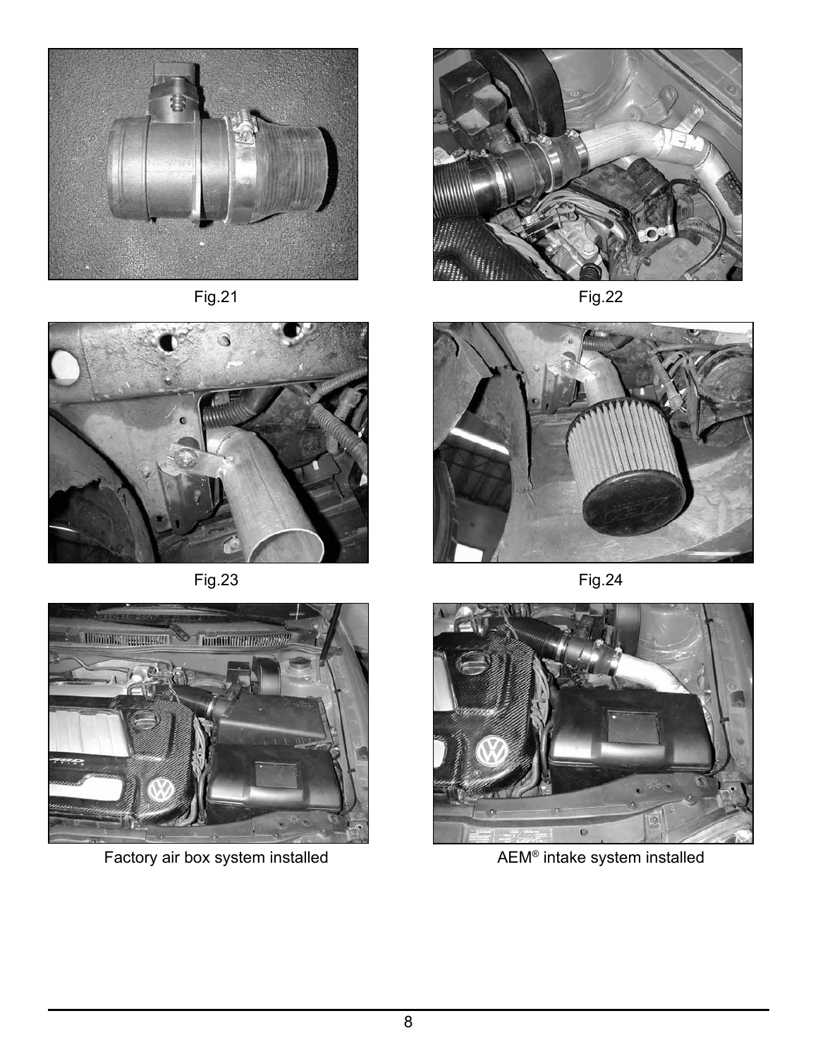Fig.21

Fig.22

Fig.23

Fig.24

Factory air box system installed

AEM® intake system installed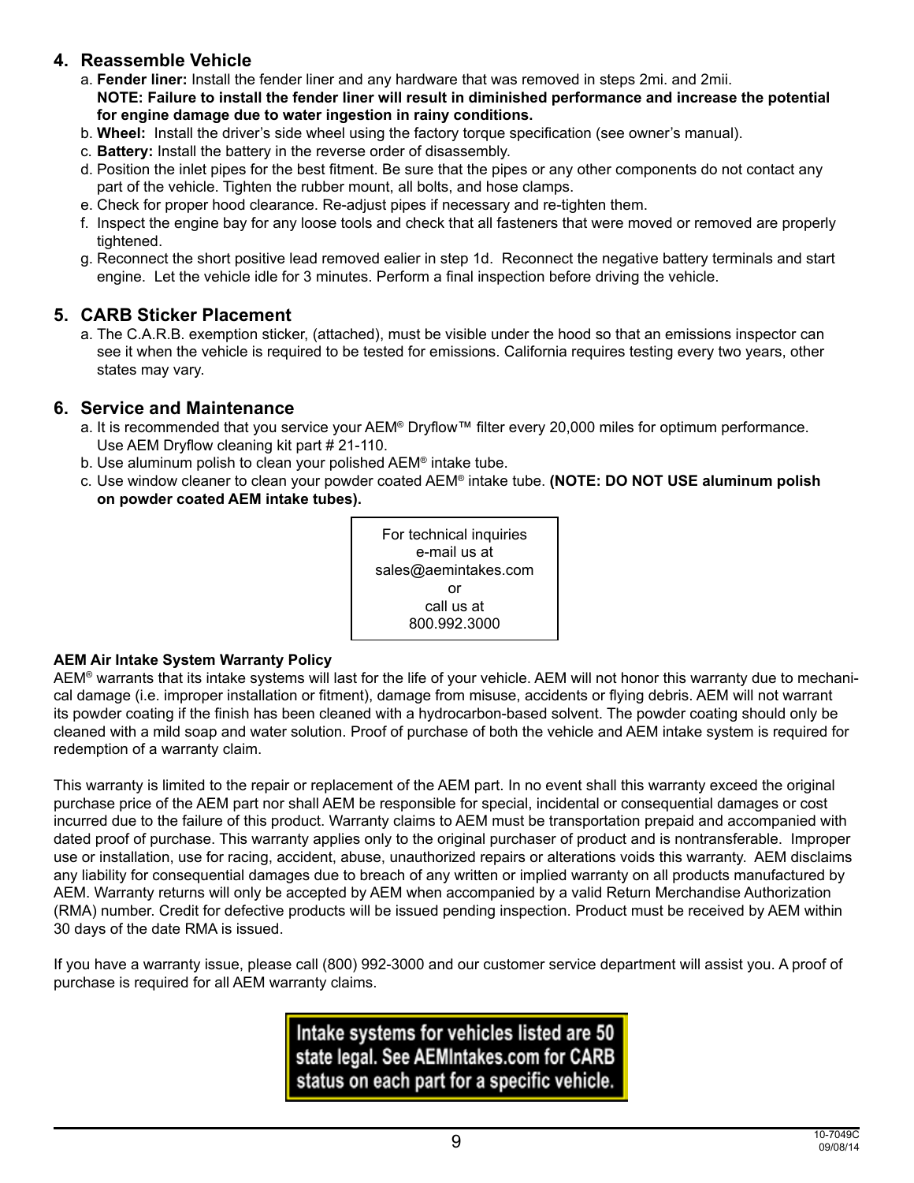## 4. Reassemble Vehicle

a. **Fender liner:** Install the fender liner and any hardware that was removed in steps 2mi. and 2mii.
**NOTE: Failure to install the fender liner will result in diminished performance and increase the potential for engine damage due to water ingestion in rainy conditions.**

b. **Wheel:** Install the driver's side wheel using the factory torque specification (see owner's manual).

c. **Battery:** Install the battery in the reverse order of disassembly.

d. Position the inlet pipes for the best fitment. Be sure that the pipes or any other components do not contact any part of the vehicle. Tighten the rubber mount, all bolts, and hose clamps.

e. Check for proper hood clearance. Re-adjust pipes if necessary and re-tighten them.

f. Inspect the engine bay for any loose tools and check that all fasteners that were moved or removed are properly tightened.

g. Reconnect the short positive lead removed ealier in step 1d. Reconnect the negative battery terminals and start engine. Let the vehicle idle for 3 minutes. Perform a final inspection before driving the vehicle.

## 5. CARB Sticker Placement

a. The C.A.R.B. exemption sticker, (attached), must be visible under the hood so that an emissions inspector can see it when the vehicle is required to be tested for emissions. California requires testing every two years, other states may vary.

## 6. Service and Maintenance

a. It is recommended that you service your AEM® Dryflow™ filter every 20,000 miles for optimum performance. Use AEM Dryflow cleaning kit part # 21-110.

b. Use aluminum polish to clean your polished AEM® intake tube.

c. Use window cleaner to clean your powder coated AEM® intake tube. **(NOTE: DO NOT USE aluminum polish on powder coated AEM intake tubes).**

For technical inquiries
e-mail us at
sales@aemintakes.com
or
call us at
800.992.3000

**AEM Air Intake System Warranty Policy**

AEM® warrants that its intake systems will last for the life of your vehicle. AEM will not honor this warranty due to mechanical damage (i.e. improper installation or fitment), damage from misuse, accidents or flying debris. AEM will not warrant its powder coating if the finish has been cleaned with a hydrocarbon-based solvent. The powder coating should only be cleaned with a mild soap and water solution. Proof of purchase of both the vehicle and AEM intake system is required for redemption of a warranty claim.

This warranty is limited to the repair or replacement of the AEM part. In no event shall this warranty exceed the original purchase price of the AEM part nor shall AEM be responsible for special, incidental or consequential damages or cost incurred due to the failure of this product. Warranty claims to AEM must be transportation prepaid and accompanied with dated proof of purchase. This warranty applies only to the original purchaser of product and is nontransferable. Improper use or installation, use for racing, accident, abuse, unauthorized repairs or alterations voids this warranty. AEM disclaims any liability for consequential damages due to breach of any written or implied warranty on all products manufactured by AEM. Warranty returns will only be accepted by AEM when accompanied by a valid Return Merchandise Authorization (RMA) number. Credit for defective products will be issued pending inspection. Product must be received by AEM within 30 days of the date RMA is issued.

If you have a warranty issue, please call (800) 992-3000 and our customer service department will assist you. A proof of purchase is required for all AEM warranty claims.

**Intake systems for vehicles listed are 50 state legal. See AEMIntakes.com for CARB status on each part for a specific vehicle.**

10-7049C
09/08/14